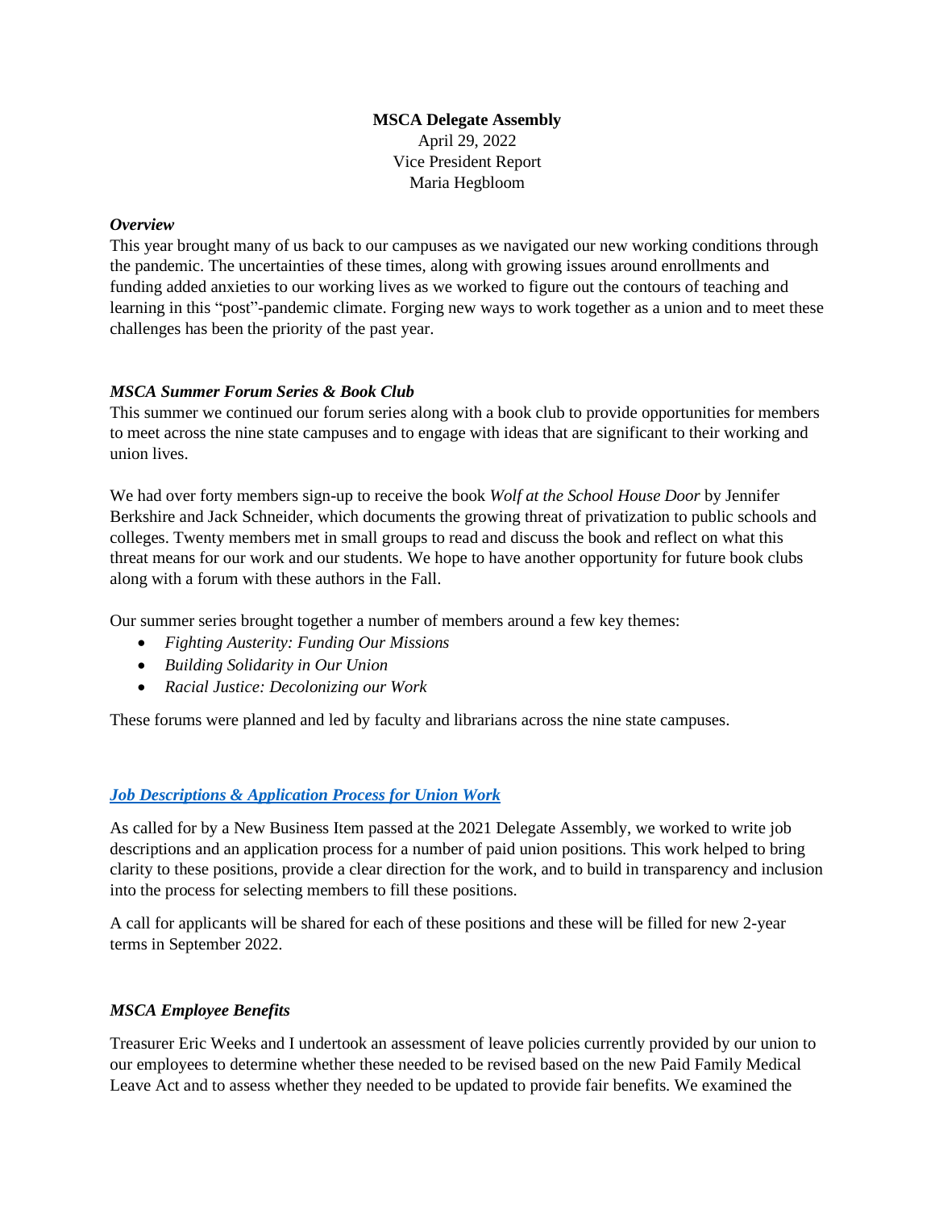**MSCA Delegate Assembly**

April 29, 2022

Vice President Report

Maria Hegbloom

***Overview***

This year brought many of us back to our campuses as we navigated our new working conditions through the pandemic. The uncertainties of these times, along with growing issues around enrollments and funding added anxieties to our working lives as we worked to figure out the contours of teaching and learning in this "post"-pandemic climate. Forging new ways to work together as a union and to meet these challenges has been the priority of the past year.

***MSCA Summer Forum Series & Book Club***

This summer we continued our forum series along with a book club to provide opportunities for members to meet across the nine state campuses and to engage with ideas that are significant to their working and union lives.

We had over forty members sign-up to receive the book *Wolf at the School House Door* by Jennifer Berkshire and Jack Schneider, which documents the growing threat of privatization to public schools and colleges. Twenty members met in small groups to read and discuss the book and reflect on what this threat means for our work and our students. We hope to have another opportunity for future book clubs along with a forum with these authors in the Fall.

Our summer series brought together a number of members around a few key themes:

- *Fighting Austerity: Funding Our Missions*
- *Building Solidarity in Our Union*
- *Racial Justice: Decolonizing our Work*

These forums were planned and led by faculty and librarians across the nine state campuses.

***Job Descriptions & Application Process for Union Work***

As called for by a New Business Item passed at the 2021 Delegate Assembly, we worked to write job descriptions and an application process for a number of paid union positions. This work helped to bring clarity to these positions, provide a clear direction for the work, and to build in transparency and inclusion into the process for selecting members to fill these positions.

A call for applicants will be shared for each of these positions and these will be filled for new 2-year terms in September 2022.

***MSCA Employee Benefits***

Treasurer Eric Weeks and I undertook an assessment of leave policies currently provided by our union to our employees to determine whether these needed to be revised based on the new Paid Family Medical Leave Act and to assess whether they needed to be updated to provide fair benefits. We examined the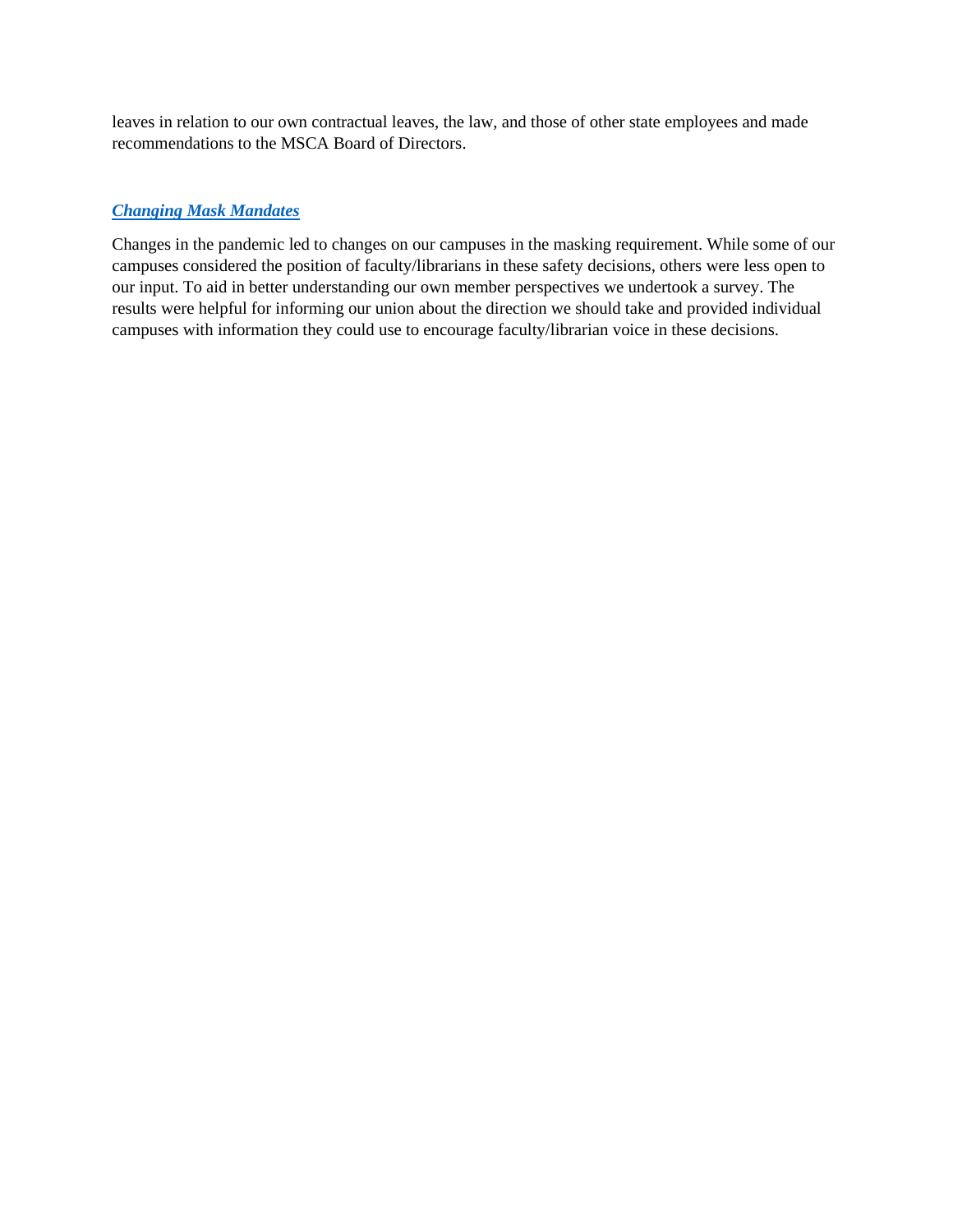leaves in relation to our own contractual leaves, the law, and those of other state employees and made recommendations to the MSCA Board of Directors.

### ***Changing Mask Mandates***

Changes in the pandemic led to changes on our campuses in the masking requirement. While some of our campuses considered the position of faculty/librarians in these safety decisions, others were less open to our input. To aid in better understanding our own member perspectives we undertook a survey. The results were helpful for informing our union about the direction we should take and provided individual campuses with information they could use to encourage faculty/librarian voice in these decisions.